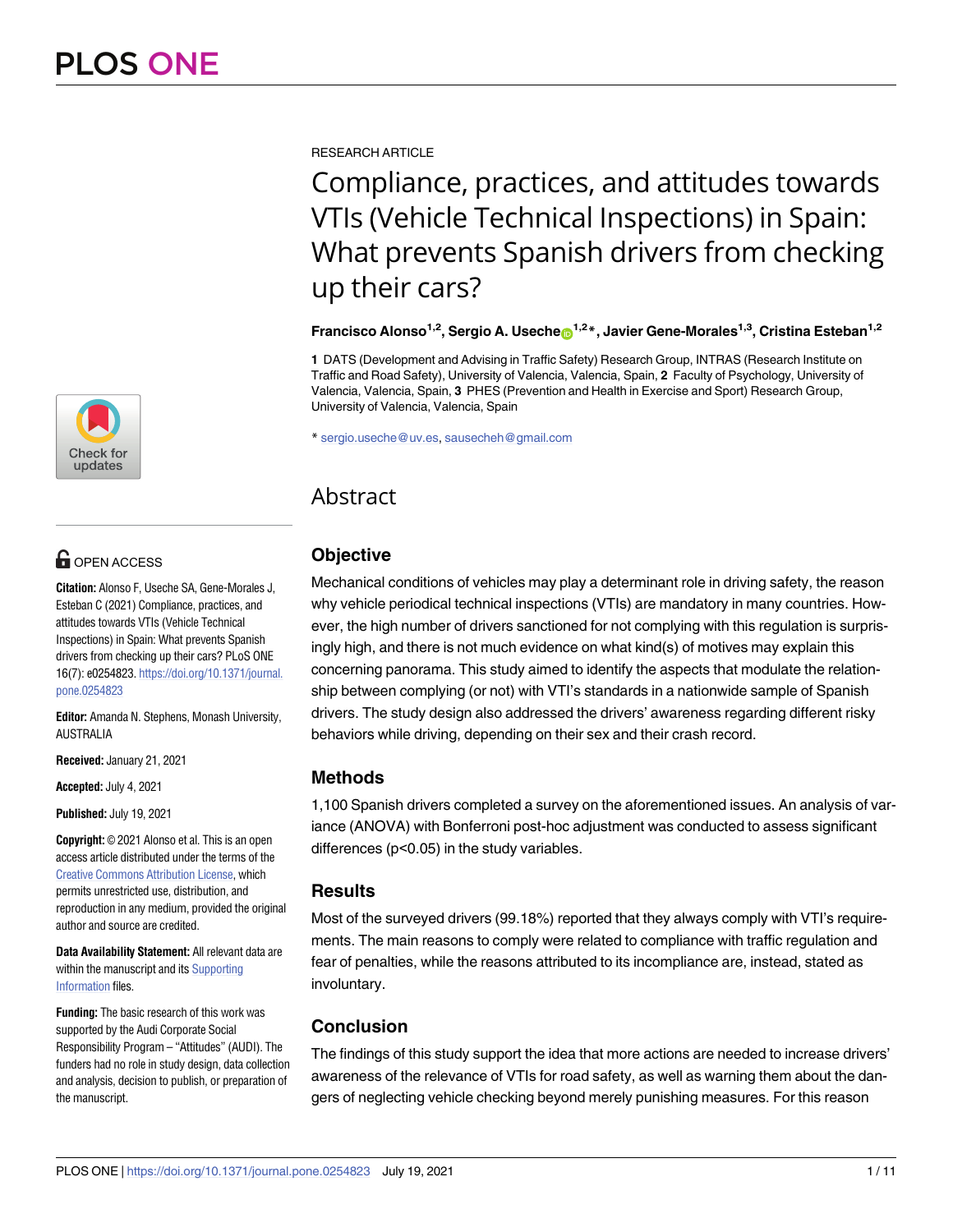RESEARCH ARTICLE

# Compliance, practices, and attitudes towards VTIs (Vehicle Technical Inspections) in Spain: What prevents Spanish drivers from checking up their cars?

**Francisco Alonso[1,2], Sergio A. Useche[1,2]*, Javier Gene-Morales[1,3], Cristina Esteban[1,2]**

**1** DATS (Development and Advising in Traffic Safety) Research Group, INTRAS (Research Institute on Traffic and Road Safety), University of Valencia, Valencia, Spain, **2** Faculty of Psychology, University of Valencia, Valencia, Spain, **3** PHES (Prevention and Health in Exercise and Sport) Research Group, University of Valencia, Valencia, Spain

* sergio.useche@uv.es, sausecheh@gmail.com

OPEN ACCESS

**Citation:** Alonso F, Useche SA, Gene-Morales J, Esteban C (2021) Compliance, practices, and attitudes towards VTIs (Vehicle Technical Inspections) in Spain: What prevents Spanish drivers from checking up their cars? PLoS ONE 16(7): e0254823. https://doi.org/10.1371/journal.pone.0254823

**Editor:** Amanda N. Stephens, Monash University, AUSTRALIA

**Received:** January 21, 2021

**Accepted:** July 4, 2021

**Published:** July 19, 2021

**Copyright:** © 2021 Alonso et al. This is an open access article distributed under the terms of the Creative Commons Attribution License, which permits unrestricted use, distribution, and reproduction in any medium, provided the original author and source are credited.

**Data Availability Statement:** All relevant data are within the manuscript and its Supporting Information files.

**Funding:** The basic research of this work was supported by the Audi Corporate Social Responsibility Program – "Attitudes" (AUDI). The funders had no role in study design, data collection and analysis, decision to publish, or preparation of the manuscript.

## Abstract

### Objective

Mechanical conditions of vehicles may play a determinant role in driving safety, the reason why vehicle periodical technical inspections (VTIs) are mandatory in many countries. However, the high number of drivers sanctioned for not complying with this regulation is surprisingly high, and there is not much evidence on what kind(s) of motives may explain this concerning panorama. This study aimed to identify the aspects that modulate the relationship between complying (or not) with VTI's standards in a nationwide sample of Spanish drivers. The study design also addressed the drivers' awareness regarding different risky behaviors while driving, depending on their sex and their crash record.

### Methods

1,100 Spanish drivers completed a survey on the aforementioned issues. An analysis of variance (ANOVA) with Bonferroni post-hoc adjustment was conducted to assess significant differences ($p<0.05$) in the study variables.

### Results

Most of the surveyed drivers (99.18%) reported that they always comply with VTI's requirements. The main reasons to comply were related to compliance with traffic regulation and fear of penalties, while the reasons attributed to its incompliance are, instead, stated as involuntary.

### Conclusion

The findings of this study support the idea that more actions are needed to increase drivers' awareness of the relevance of VTIs for road safety, as well as warning them about the dangers of neglecting vehicle checking beyond merely punishing measures. For this reason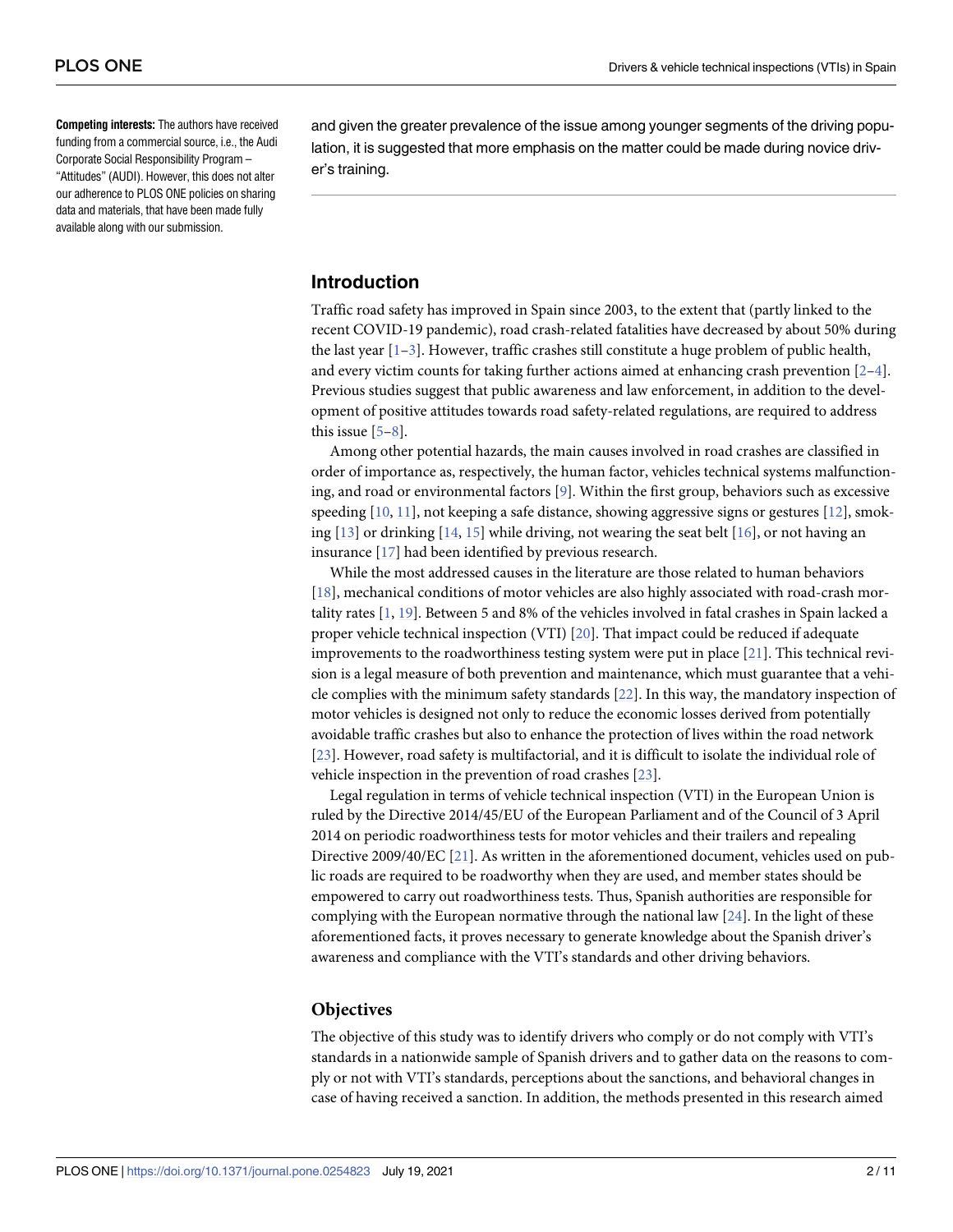**Competing interests:** The authors have received funding from a commercial source, i.e., the Audi Corporate Social Responsibility Program – "Attitudes" (AUDI). However, this does not alter our adherence to PLOS ONE policies on sharing data and materials, that have been made fully available along with our submission.

and given the greater prevalence of the issue among younger segments of the driving population, it is suggested that more emphasis on the matter could be made during novice driver's training.

## Introduction

Traffic road safety has improved in Spain since 2003, to the extent that (partly linked to the recent COVID-19 pandemic), road crash-related fatalities have decreased by about 50% during the last year [1–3]. However, traffic crashes still constitute a huge problem of public health, and every victim counts for taking further actions aimed at enhancing crash prevention [2–4]. Previous studies suggest that public awareness and law enforcement, in addition to the development of positive attitudes towards road safety-related regulations, are required to address this issue [5–8].

Among other potential hazards, the main causes involved in road crashes are classified in order of importance as, respectively, the human factor, vehicles technical systems malfunctioning, and road or environmental factors [9]. Within the first group, behaviors such as excessive speeding [10, 11], not keeping a safe distance, showing aggressive signs or gestures [12], smoking [13] or drinking [14, 15] while driving, not wearing the seat belt [16], or not having an insurance [17] had been identified by previous research.

While the most addressed causes in the literature are those related to human behaviors [18], mechanical conditions of motor vehicles are also highly associated with road-crash mortality rates [1, 19]. Between 5 and 8% of the vehicles involved in fatal crashes in Spain lacked a proper vehicle technical inspection (VTI) [20]. That impact could be reduced if adequate improvements to the roadworthiness testing system were put in place [21]. This technical revision is a legal measure of both prevention and maintenance, which must guarantee that a vehicle complies with the minimum safety standards [22]. In this way, the mandatory inspection of motor vehicles is designed not only to reduce the economic losses derived from potentially avoidable traffic crashes but also to enhance the protection of lives within the road network [23]. However, road safety is multifactorial, and it is difficult to isolate the individual role of vehicle inspection in the prevention of road crashes [23].

Legal regulation in terms of vehicle technical inspection (VTI) in the European Union is ruled by the Directive 2014/45/EU of the European Parliament and of the Council of 3 April 2014 on periodic roadworthiness tests for motor vehicles and their trailers and repealing Directive 2009/40/EC [21]. As written in the aforementioned document, vehicles used on public roads are required to be roadworthy when they are used, and member states should be empowered to carry out roadworthiness tests. Thus, Spanish authorities are responsible for complying with the European normative through the national law [24]. In the light of these aforementioned facts, it proves necessary to generate knowledge about the Spanish driver's awareness and compliance with the VTI's standards and other driving behaviors.

### Objectives

The objective of this study was to identify drivers who comply or do not comply with VTI's standards in a nationwide sample of Spanish drivers and to gather data on the reasons to comply or not with VTI's standards, perceptions about the sanctions, and behavioral changes in case of having received a sanction. In addition, the methods presented in this research aimed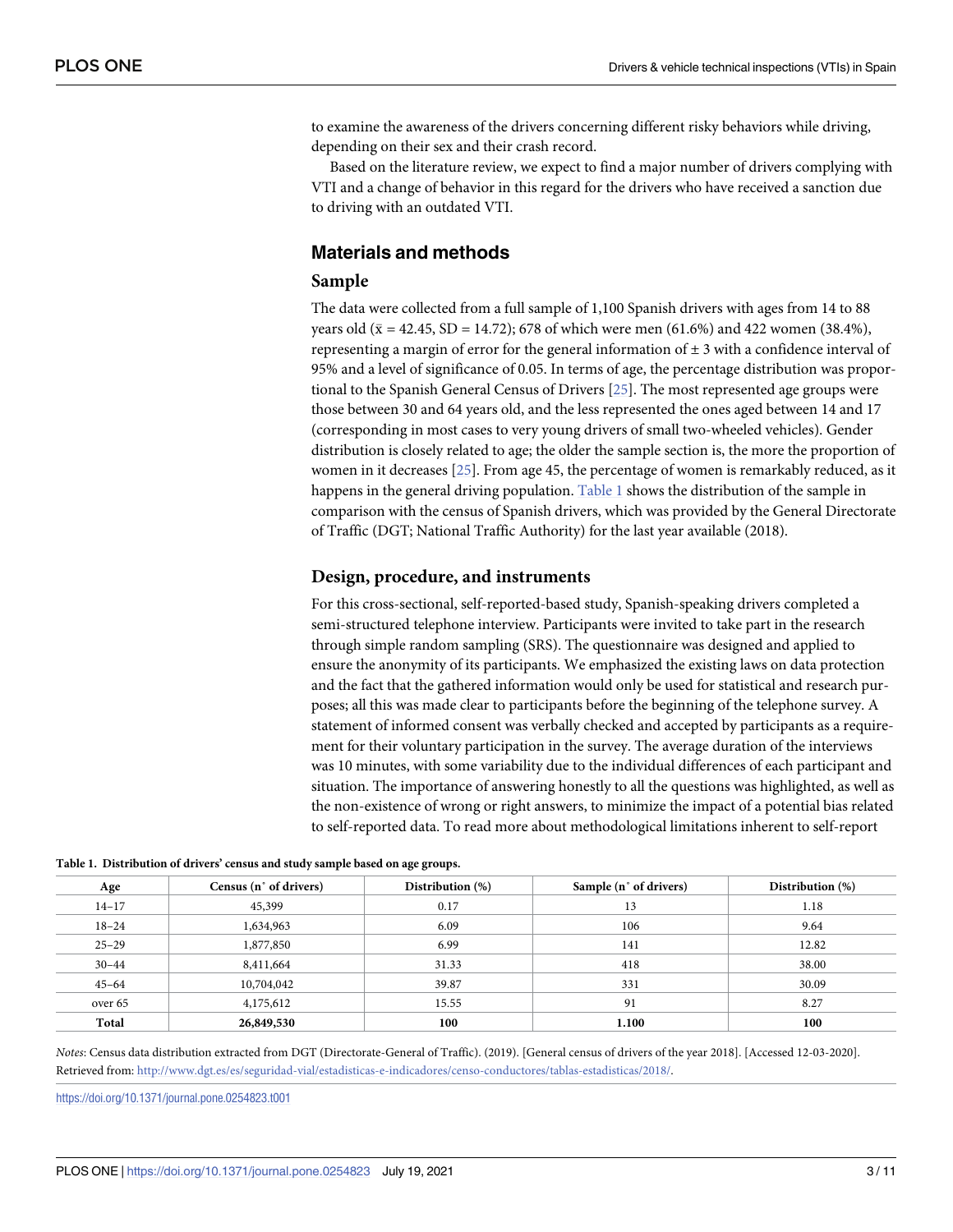to examine the awareness of the drivers concerning different risky behaviors while driving, depending on their sex and their crash record.

Based on the literature review, we expect to find a major number of drivers complying with VTI and a change of behavior in this regard for the drivers who have received a sanction due to driving with an outdated VTI.

## Materials and methods

### Sample

The data were collected from a full sample of 1,100 Spanish drivers with ages from 14 to 88 years old ($\bar{x}$ = 42.45, SD = 14.72); 678 of which were men (61.6%) and 422 women (38.4%), representing a margin of error for the general information of ± 3 with a confidence interval of 95% and a level of significance of 0.05. In terms of age, the percentage distribution was proportional to the Spanish General Census of Drivers [25]. The most represented age groups were those between 30 and 64 years old, and the less represented the ones aged between 14 and 17 (corresponding in most cases to very young drivers of small two-wheeled vehicles). Gender distribution is closely related to age; the older the sample section is, the more the proportion of women in it decreases [25]. From age 45, the percentage of women is remarkably reduced, as it happens in the general driving population. Table 1 shows the distribution of the sample in comparison with the census of Spanish drivers, which was provided by the General Directorate of Traffic (DGT; National Traffic Authority) for the last year available (2018).

### Design, procedure, and instruments

For this cross-sectional, self-reported-based study, Spanish-speaking drivers completed a semi-structured telephone interview. Participants were invited to take part in the research through simple random sampling (SRS). The questionnaire was designed and applied to ensure the anonymity of its participants. We emphasized the existing laws on data protection and the fact that the gathered information would only be used for statistical and research purposes; all this was made clear to participants before the beginning of the telephone survey. A statement of informed consent was verbally checked and accepted by participants as a requirement for their voluntary participation in the survey. The average duration of the interviews was 10 minutes, with some variability due to the individual differences of each participant and situation. The importance of answering honestly to all the questions was highlighted, as well as the non-existence of wrong or right answers, to minimize the impact of a potential bias related to self-reported data. To read more about methodological limitations inherent to self-report

**Table 1. Distribution of drivers' census and study sample based on age groups.**

| Age | Census (n° of drivers) | Distribution (%) | Sample (n° of drivers) | Distribution (%) |
|---|---|---|---|---|
| 14–17 | 45,399 | 0.17 | 13 | 1.18 |
| 18–24 | 1,634,963 | 6.09 | 106 | 9.64 |
| 25–29 | 1,877,850 | 6.99 | 141 | 12.82 |
| 30–44 | 8,411,664 | 31.33 | 418 | 38.00 |
| 45–64 | 10,704,042 | 39.87 | 331 | 30.09 |
| over 65 | 4,175,612 | 15.55 | 91 | 8.27 |
| **Total** | **26,849,530** | **100** | **1.100** | **100** |

*Notes*: Census data distribution extracted from DGT (Directorate-General of Traffic). (2019). [General census of drivers of the year 2018]. [Accessed 12-03-2020]. Retrieved from: http://www.dgt.es/es/seguridad-vial/estadisticas-e-indicadores/censo-conductores/tablas-estadisticas/2018/.

https://doi.org/10.1371/journal.pone.0254823.t001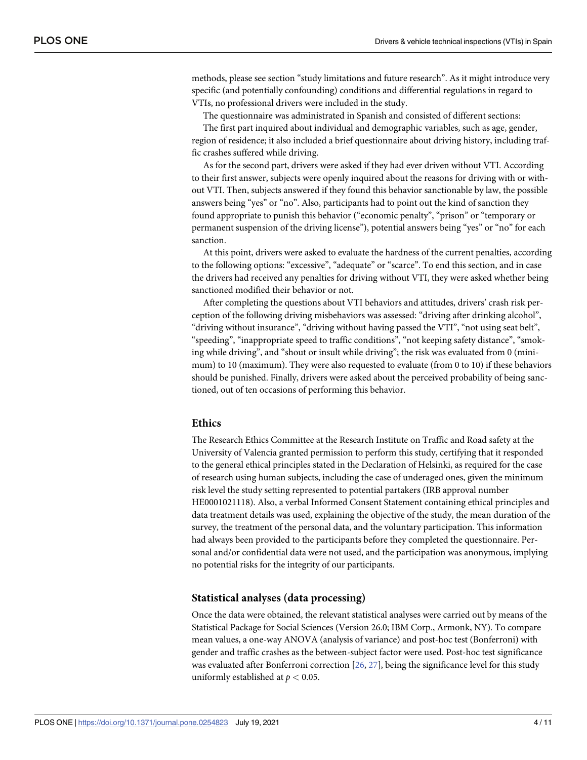methods, please see section "study limitations and future research". As it might introduce very specific (and potentially confounding) conditions and differential regulations in regard to VTIs, no professional drivers were included in the study.

The questionnaire was administrated in Spanish and consisted of different sections:

The first part inquired about individual and demographic variables, such as age, gender, region of residence; it also included a brief questionnaire about driving history, including traffic crashes suffered while driving.

As for the second part, drivers were asked if they had ever driven without VTI. According to their first answer, subjects were openly inquired about the reasons for driving with or without VTI. Then, subjects answered if they found this behavior sanctionable by law, the possible answers being "yes" or "no". Also, participants had to point out the kind of sanction they found appropriate to punish this behavior ("economic penalty", "prison" or "temporary or permanent suspension of the driving license"), potential answers being "yes" or "no" for each sanction.

At this point, drivers were asked to evaluate the hardness of the current penalties, according to the following options: "excessive", "adequate" or "scarce". To end this section, and in case the drivers had received any penalties for driving without VTI, they were asked whether being sanctioned modified their behavior or not.

After completing the questions about VTI behaviors and attitudes, drivers' crash risk perception of the following driving misbehaviors was assessed: "driving after drinking alcohol", "driving without insurance", "driving without having passed the VTI", "not using seat belt", "speeding", "inappropriate speed to traffic conditions", "not keeping safety distance", "smoking while driving", and "shout or insult while driving"; the risk was evaluated from 0 (minimum) to 10 (maximum). They were also requested to evaluate (from 0 to 10) if these behaviors should be punished. Finally, drivers were asked about the perceived probability of being sanctioned, out of ten occasions of performing this behavior.

## Ethics

The Research Ethics Committee at the Research Institute on Traffic and Road safety at the University of Valencia granted permission to perform this study, certifying that it responded to the general ethical principles stated in the Declaration of Helsinki, as required for the case of research using human subjects, including the case of underaged ones, given the minimum risk level the study setting represented to potential partakers (IRB approval number HE0001021118). Also, a verbal Informed Consent Statement containing ethical principles and data treatment details was used, explaining the objective of the study, the mean duration of the survey, the treatment of the personal data, and the voluntary participation. This information had always been provided to the participants before they completed the questionnaire. Personal and/or confidential data were not used, and the participation was anonymous, implying no potential risks for the integrity of our participants.

## Statistical analyses (data processing)

Once the data were obtained, the relevant statistical analyses were carried out by means of the Statistical Package for Social Sciences (Version 26.0; IBM Corp., Armonk, NY). To compare mean values, a one-way ANOVA (analysis of variance) and post-hoc test (Bonferroni) with gender and traffic crashes as the between-subject factor were used. Post-hoc test significance was evaluated after Bonferroni correction [26, 27], being the significance level for this study uniformly established at $p < 0.05$.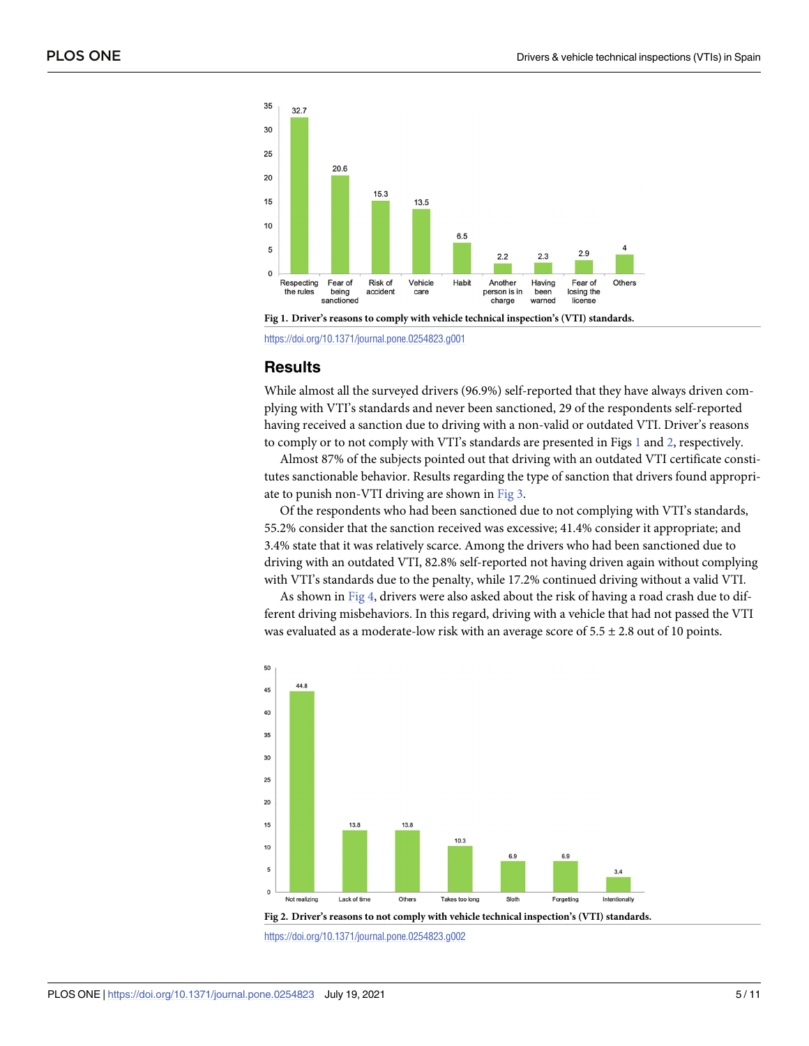Fig 1. Driver's reasons to comply with vehicle technical inspection's (VTI) standards.

https://doi.org/10.1371/journal.pone.0254823.g001

## Results

While almost all the surveyed drivers (96.9%) self-reported that they have always driven complying with VTI's standards and never been sanctioned, 29 of the respondents self-reported having received a sanction due to driving with a non-valid or outdated VTI. Driver's reasons to comply or to not comply with VTI's standards are presented in Figs 1 and 2, respectively.

Almost 87% of the subjects pointed out that driving with an outdated VTI certificate constitutes sanctionable behavior. Results regarding the type of sanction that drivers found appropriate to punish non-VTI driving are shown in Fig 3.

Of the respondents who had been sanctioned due to not complying with VTI's standards, 55.2% consider that the sanction received was excessive; 41.4% consider it appropriate; and 3.4% state that it was relatively scarce. Among the drivers who had been sanctioned due to driving with an outdated VTI, 82.8% self-reported not having driven again without complying with VTI's standards due to the penalty, while 17.2% continued driving without a valid VTI.

As shown in Fig 4, drivers were also asked about the risk of having a road crash due to different driving misbehaviors. In this regard, driving with a vehicle that had not passed the VTI was evaluated as a moderate-low risk with an average score of 5.5 ± 2.8 out of 10 points.

Fig 2. Driver's reasons to not comply with vehicle technical inspection's (VTI) standards.

https://doi.org/10.1371/journal.pone.0254823.g002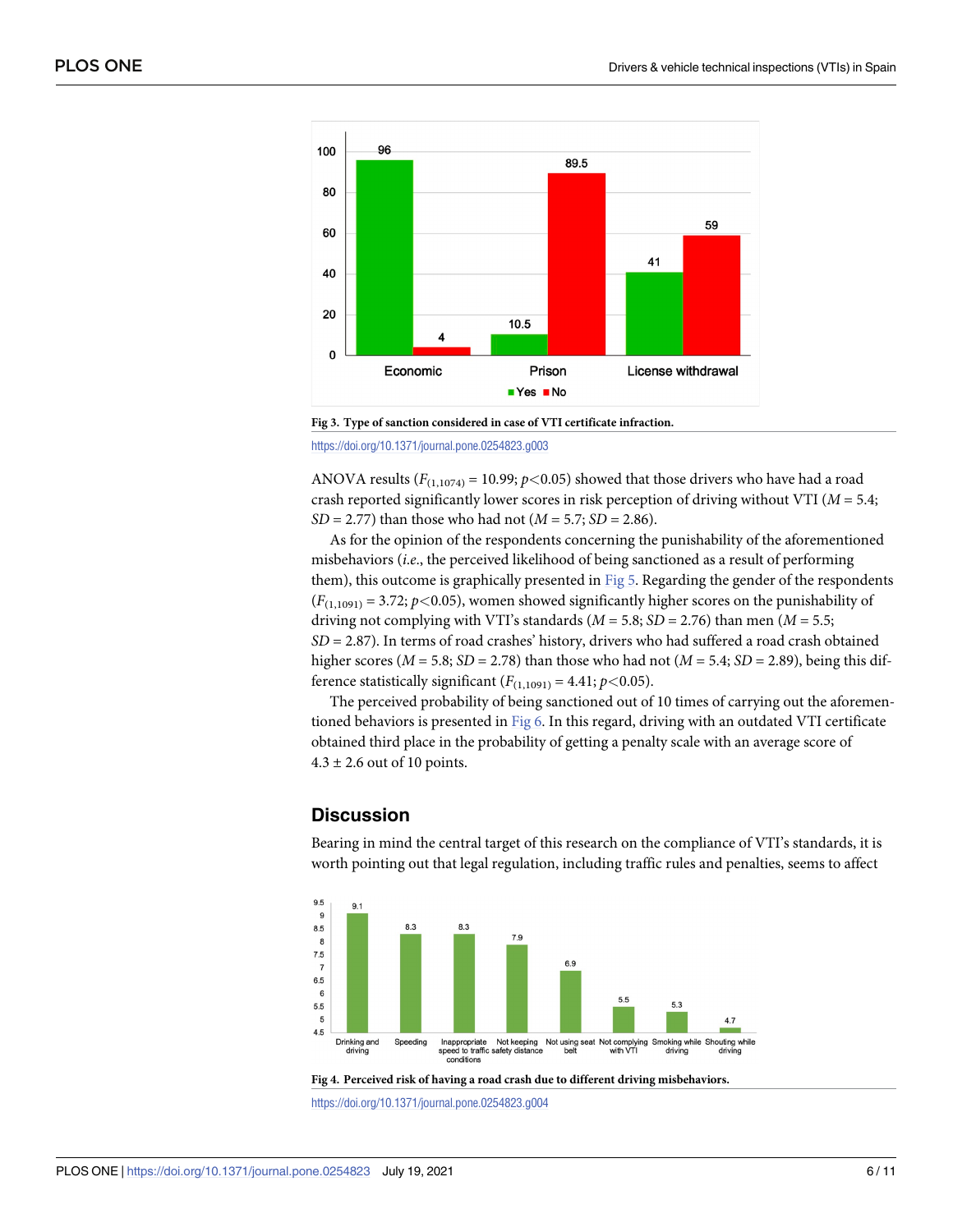Fig 3. Type of sanction considered in case of VTI certificate infraction.

https://doi.org/10.1371/journal.pone.0254823.g003

ANOVA results ($F_{(1,1074)}$ = 10.99; $p<0.05$) showed that those drivers who have had a road crash reported significantly lower scores in risk perception of driving without VTI (*M* = 5.4; *SD* = 2.77) than those who had not (*M* = 5.7; *SD* = 2.86).

As for the opinion of the respondents concerning the punishability of the aforementioned misbehaviors (*i.e.*, the perceived likelihood of being sanctioned as a result of performing them), this outcome is graphically presented in Fig 5. Regarding the gender of the respondents ($F_{(1,1091)}$ = 3.72; $p<0.05$), women showed significantly higher scores on the punishability of driving not complying with VTI's standards (*M* = 5.8; *SD* = 2.76) than men (*M* = 5.5; *SD* = 2.87). In terms of road crashes' history, drivers who had suffered a road crash obtained higher scores (*M* = 5.8; *SD* = 2.78) than those who had not (*M* = 5.4; *SD* = 2.89), being this difference statistically significant ($F_{(1,1091)}$ = 4.41; $p<0.05$).

The perceived probability of being sanctioned out of 10 times of carrying out the aforementioned behaviors is presented in Fig 6. In this regard, driving with an outdated VTI certificate obtained third place in the probability of getting a penalty scale with an average score of 4.3 ± 2.6 out of 10 points.

## Discussion

Bearing in mind the central target of this research on the compliance of VTI's standards, it is worth pointing out that legal regulation, including traffic rules and penalties, seems to affect

Fig 4. Perceived risk of having a road crash due to different driving misbehaviors.

https://doi.org/10.1371/journal.pone.0254823.g004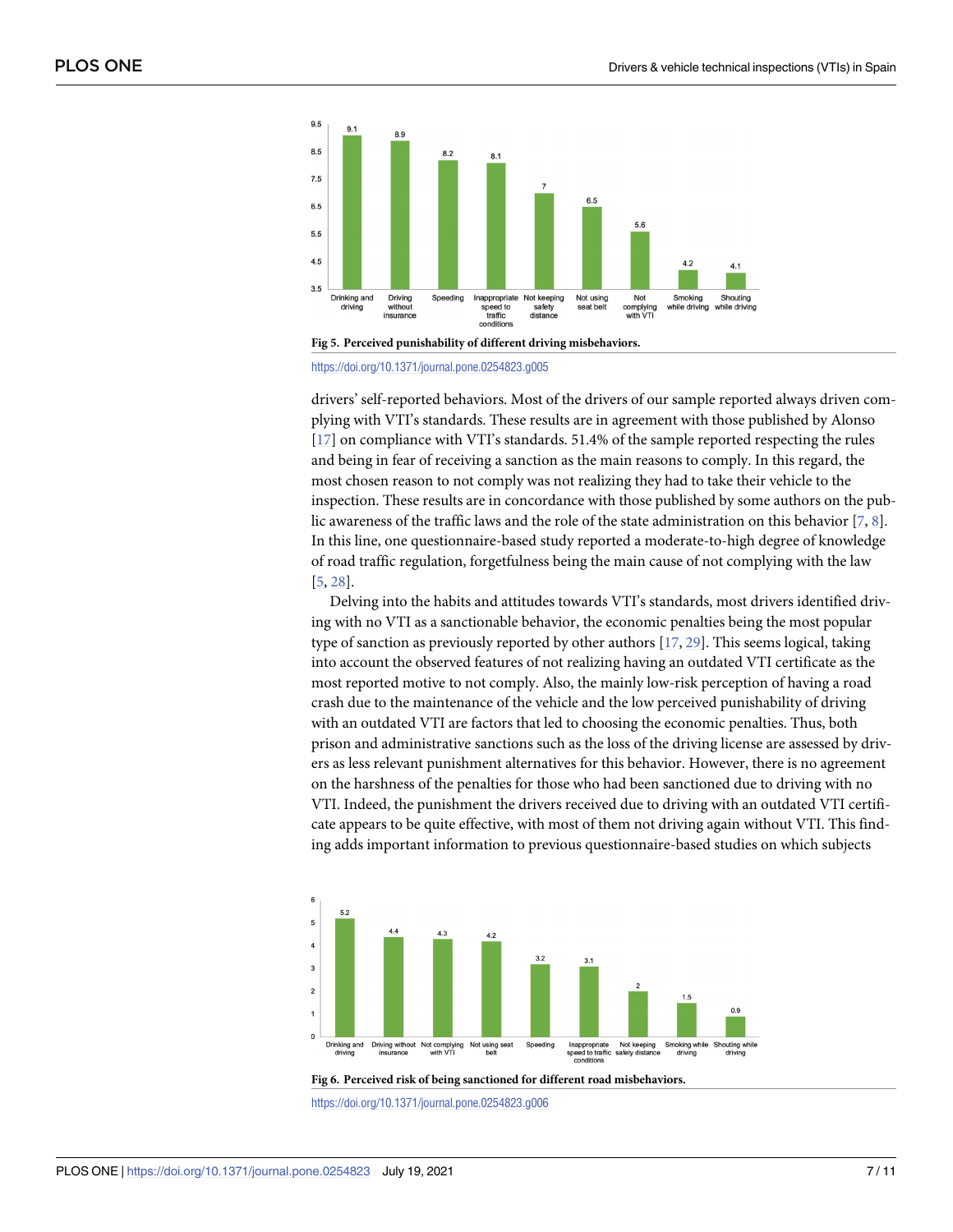Fig 5. Perceived punishability of different driving misbehaviors.

https://doi.org/10.1371/journal.pone.0254823.g005

drivers' self-reported behaviors. Most of the drivers of our sample reported always driven complying with VTI's standards. These results are in agreement with those published by Alonso [17] on compliance with VTI's standards. 51.4% of the sample reported respecting the rules and being in fear of receiving a sanction as the main reasons to comply. In this regard, the most chosen reason to not comply was not realizing they had to take their vehicle to the inspection. These results are in concordance with those published by some authors on the public awareness of the traffic laws and the role of the state administration on this behavior [7, 8]. In this line, one questionnaire-based study reported a moderate-to-high degree of knowledge of road traffic regulation, forgetfulness being the main cause of not complying with the law [5, 28].

Delving into the habits and attitudes towards VTI's standards, most drivers identified driving with no VTI as a sanctionable behavior, the economic penalties being the most popular type of sanction as previously reported by other authors [17, 29]. This seems logical, taking into account the observed features of not realizing having an outdated VTI certificate as the most reported motive to not comply. Also, the mainly low-risk perception of having a road crash due to the maintenance of the vehicle and the low perceived punishability of driving with an outdated VTI are factors that led to choosing the economic penalties. Thus, both prison and administrative sanctions such as the loss of the driving license are assessed by drivers as less relevant punishment alternatives for this behavior. However, there is no agreement on the harshness of the penalties for those who had been sanctioned due to driving with no VTI. Indeed, the punishment the drivers received due to driving with an outdated VTI certificate appears to be quite effective, with most of them not driving again without VTI. This finding adds important information to previous questionnaire-based studies on which subjects

Fig 6. Perceived risk of being sanctioned for different road misbehaviors.

https://doi.org/10.1371/journal.pone.0254823.g006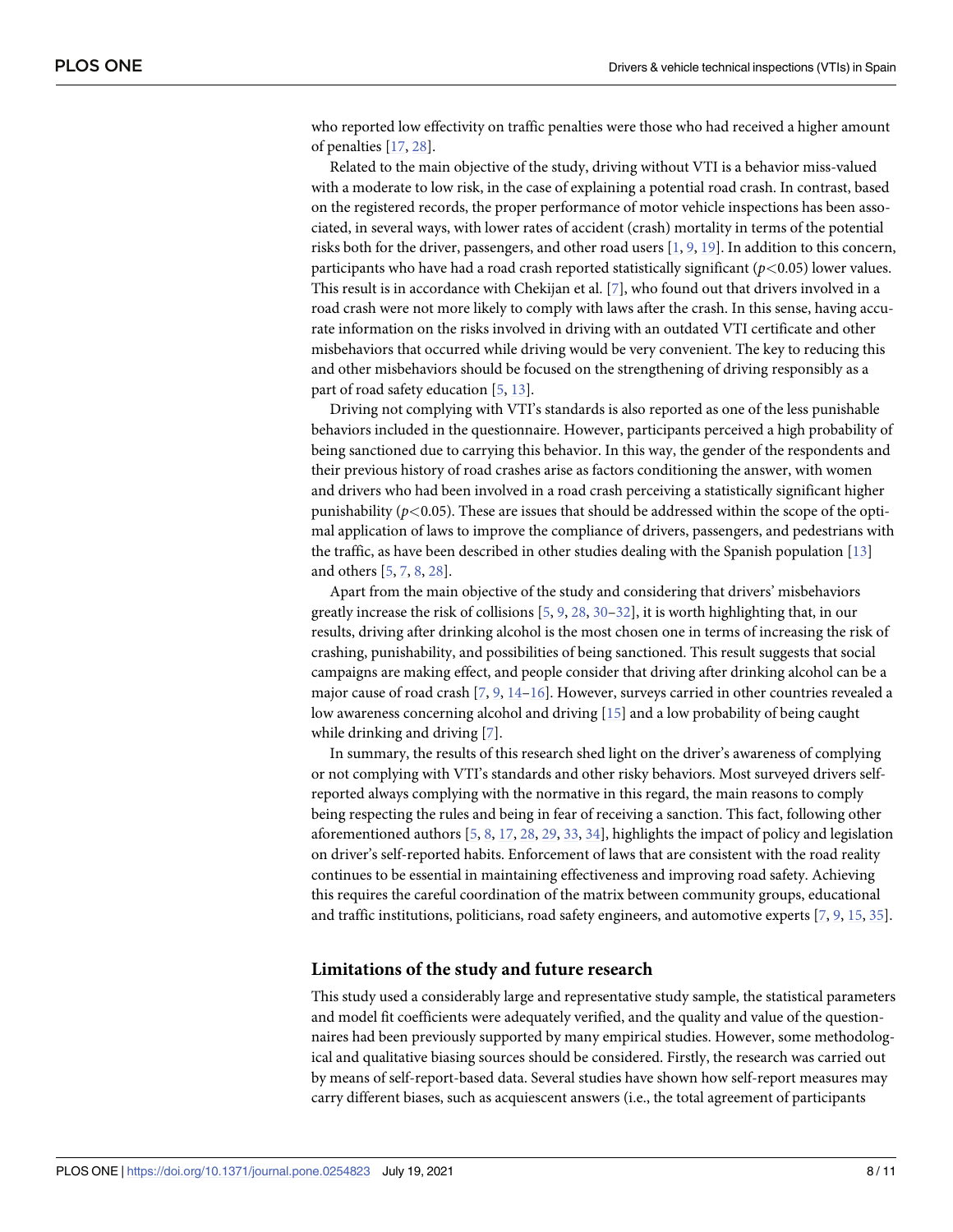who reported low effectivity on traffic penalties were those who had received a higher amount of penalties [17, 28].

Related to the main objective of the study, driving without VTI is a behavior miss-valued with a moderate to low risk, in the case of explaining a potential road crash. In contrast, based on the registered records, the proper performance of motor vehicle inspections has been associated, in several ways, with lower rates of accident (crash) mortality in terms of the potential risks both for the driver, passengers, and other road users [1, 9, 19]. In addition to this concern, participants who have had a road crash reported statistically significant ($p<0.05$) lower values. This result is in accordance with Chekijan et al. [7], who found out that drivers involved in a road crash were not more likely to comply with laws after the crash. In this sense, having accurate information on the risks involved in driving with an outdated VTI certificate and other misbehaviors that occurred while driving would be very convenient. The key to reducing this and other misbehaviors should be focused on the strengthening of driving responsibly as a part of road safety education [5, 13].

Driving not complying with VTI's standards is also reported as one of the less punishable behaviors included in the questionnaire. However, participants perceived a high probability of being sanctioned due to carrying this behavior. In this way, the gender of the respondents and their previous history of road crashes arise as factors conditioning the answer, with women and drivers who had been involved in a road crash perceiving a statistically significant higher punishability ($p<0.05$). These are issues that should be addressed within the scope of the optimal application of laws to improve the compliance of drivers, passengers, and pedestrians with the traffic, as have been described in other studies dealing with the Spanish population [13] and others [5, 7, 8, 28].

Apart from the main objective of the study and considering that drivers' misbehaviors greatly increase the risk of collisions [5, 9, 28, 30–32], it is worth highlighting that, in our results, driving after drinking alcohol is the most chosen one in terms of increasing the risk of crashing, punishability, and possibilities of being sanctioned. This result suggests that social campaigns are making effect, and people consider that driving after drinking alcohol can be a major cause of road crash [7, 9, 14–16]. However, surveys carried in other countries revealed a low awareness concerning alcohol and driving [15] and a low probability of being caught while drinking and driving [7].

In summary, the results of this research shed light on the driver's awareness of complying or not complying with VTI's standards and other risky behaviors. Most surveyed drivers self-reported always complying with the normative in this regard, the main reasons to comply being respecting the rules and being in fear of receiving a sanction. This fact, following other aforementioned authors [5, 8, 17, 28, 29, 33, 34], highlights the impact of policy and legislation on driver's self-reported habits. Enforcement of laws that are consistent with the road reality continues to be essential in maintaining effectiveness and improving road safety. Achieving this requires the careful coordination of the matrix between community groups, educational and traffic institutions, politicians, road safety engineers, and automotive experts [7, 9, 15, 35].

## Limitations of the study and future research

This study used a considerably large and representative study sample, the statistical parameters and model fit coefficients were adequately verified, and the quality and value of the questionnaires had been previously supported by many empirical studies. However, some methodological and qualitative biasing sources should be considered. Firstly, the research was carried out by means of self-report-based data. Several studies have shown how self-report measures may carry different biases, such as acquiescent answers (i.e., the total agreement of participants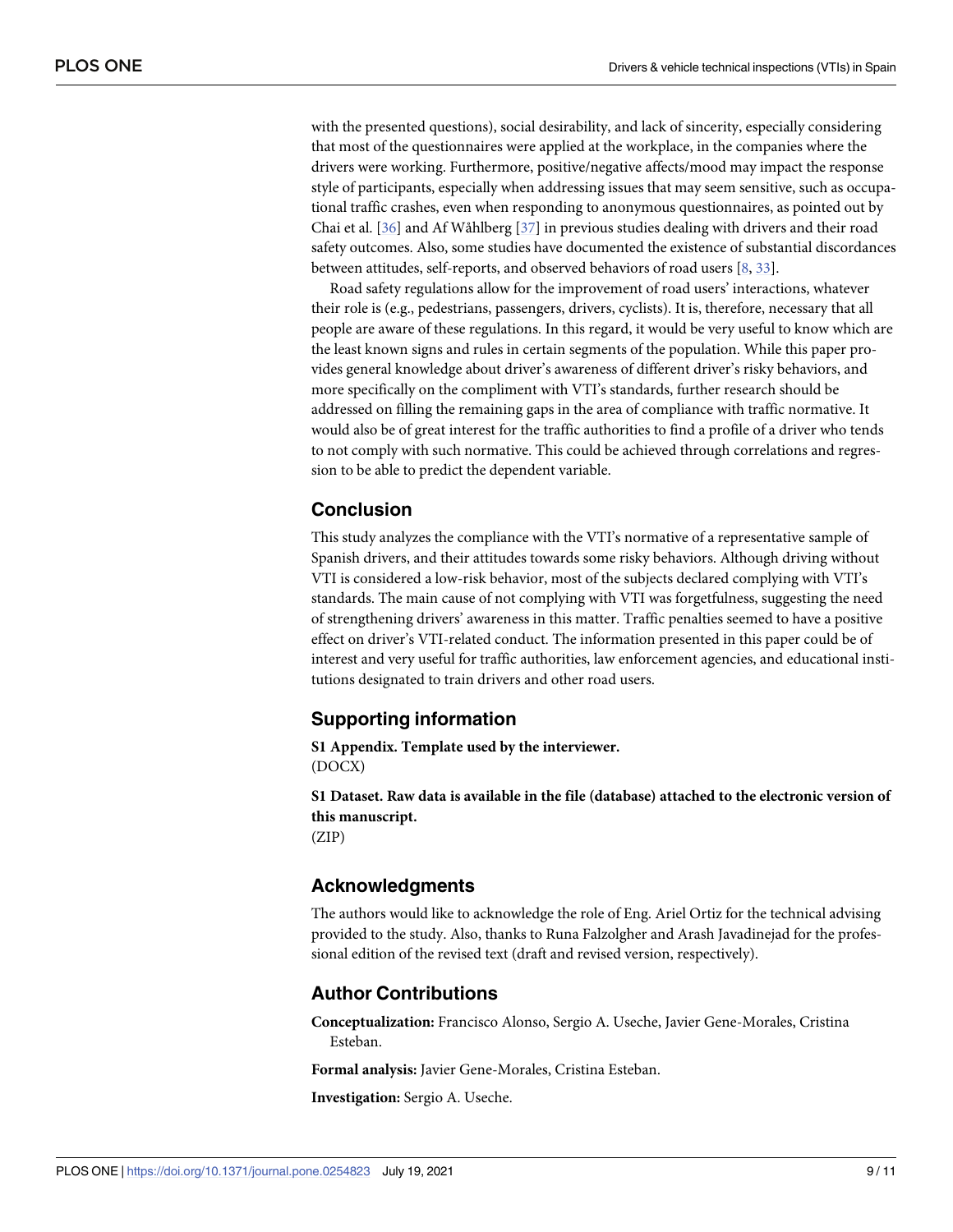with the presented questions), social desirability, and lack of sincerity, especially considering that most of the questionnaires were applied at the workplace, in the companies where the drivers were working. Furthermore, positive/negative affects/mood may impact the response style of participants, especially when addressing issues that may seem sensitive, such as occupational traffic crashes, even when responding to anonymous questionnaires, as pointed out by Chai et al. [36] and Af Wåhlberg [37] in previous studies dealing with drivers and their road safety outcomes. Also, some studies have documented the existence of substantial discordances between attitudes, self-reports, and observed behaviors of road users [8, 33].

Road safety regulations allow for the improvement of road users' interactions, whatever their role is (e.g., pedestrians, passengers, drivers, cyclists). It is, therefore, necessary that all people are aware of these regulations. In this regard, it would be very useful to know which are the least known signs and rules in certain segments of the population. While this paper provides general knowledge about driver's awareness of different driver's risky behaviors, and more specifically on the compliment with VTI's standards, further research should be addressed on filling the remaining gaps in the area of compliance with traffic normative. It would also be of great interest for the traffic authorities to find a profile of a driver who tends to not comply with such normative. This could be achieved through correlations and regression to be able to predict the dependent variable.

## Conclusion

This study analyzes the compliance with the VTI's normative of a representative sample of Spanish drivers, and their attitudes towards some risky behaviors. Although driving without VTI is considered a low-risk behavior, most of the subjects declared complying with VTI's standards. The main cause of not complying with VTI was forgetfulness, suggesting the need of strengthening drivers' awareness in this matter. Traffic penalties seemed to have a positive effect on driver's VTI-related conduct. The information presented in this paper could be of interest and very useful for traffic authorities, law enforcement agencies, and educational institutions designated to train drivers and other road users.

## Supporting information

**S1 Appendix. Template used by the interviewer.**
(DOCX)

**S1 Dataset. Raw data is available in the file (database) attached to the electronic version of this manuscript.**
(ZIP)

## Acknowledgments

The authors would like to acknowledge the role of Eng. Ariel Ortiz for the technical advising provided to the study. Also, thanks to Runa Falzolgher and Arash Javadinejad for the professional edition of the revised text (draft and revised version, respectively).

## Author Contributions

**Conceptualization:** Francisco Alonso, Sergio A. Useche, Javier Gene-Morales, Cristina Esteban.

**Formal analysis:** Javier Gene-Morales, Cristina Esteban.

**Investigation:** Sergio A. Useche.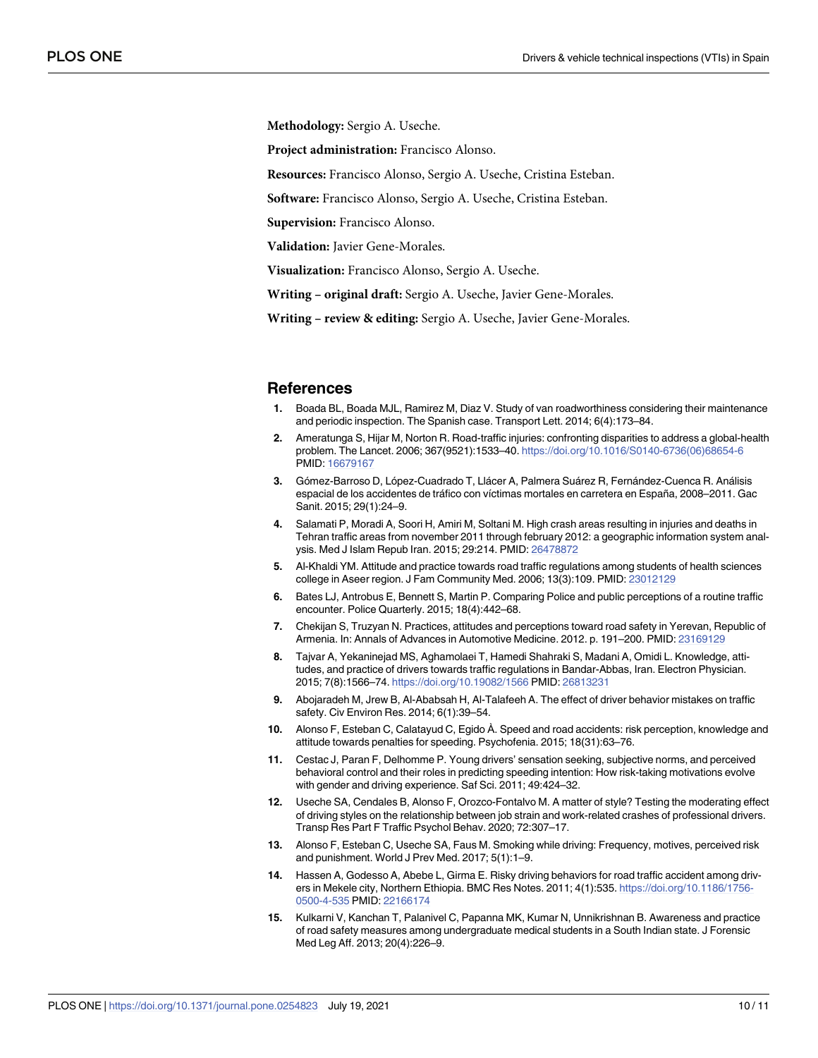**Methodology:** Sergio A. Useche.

**Project administration:** Francisco Alonso.

**Resources:** Francisco Alonso, Sergio A. Useche, Cristina Esteban.

**Software:** Francisco Alonso, Sergio A. Useche, Cristina Esteban.

**Supervision:** Francisco Alonso.

**Validation:** Javier Gene-Morales.

**Visualization:** Francisco Alonso, Sergio A. Useche.

**Writing – original draft:** Sergio A. Useche, Javier Gene-Morales.

**Writing – review & editing:** Sergio A. Useche, Javier Gene-Morales.

## References

1. Boada BL, Boada MJL, Ramirez M, Diaz V. Study of van roadworthiness considering their maintenance and periodic inspection. The Spanish case. Transport Lett. 2014; 6(4):173–84.
2. Ameratunga S, Hijar M, Norton R. Road-traffic injuries: confronting disparities to address a global-health problem. The Lancet. 2006; 367(9521):1533–40. https://doi.org/10.1016/S0140-6736(06)68654-6 PMID: 16679167
3. Gómez-Barroso D, López-Cuadrado T, Llácer A, Palmera Suárez R, Fernández-Cuenca R. Análisis espacial de los accidentes de tráfico con víctimas mortales en carretera en España, 2008–2011. Gac Sanit. 2015; 29(1):24–9.
4. Salamati P, Moradi A, Soori H, Amiri M, Soltani M. High crash areas resulting in injuries and deaths in Tehran traffic areas from november 2011 through february 2012: a geographic information system analysis. Med J Islam Repub Iran. 2015; 29:214. PMID: 26478872
5. Al-Khaldi YM. Attitude and practice towards road traffic regulations among students of health sciences college in Aseer region. J Fam Community Med. 2006; 13(3):109. PMID: 23012129
6. Bates LJ, Antrobus E, Bennett S, Martin P. Comparing Police and public perceptions of a routine traffic encounter. Police Quarterly. 2015; 18(4):442–68.
7. Chekijan S, Truzyan N. Practices, attitudes and perceptions toward road safety in Yerevan, Republic of Armenia. In: Annals of Advances in Automotive Medicine. 2012. p. 191–200. PMID: 23169129
8. Tajvar A, Yekaninejad MS, Aghamolaei T, Hamedi Shahraki S, Madani A, Omidi L. Knowledge, attitudes, and practice of drivers towards traffic regulations in Bandar-Abbas, Iran. Electron Physician. 2015; 7(8):1566–74. https://doi.org/10.19082/1566 PMID: 26813231
9. Abojaradeh M, Jrew B, Al-Ababsah H, Al-Talafeeh A. The effect of driver behavior mistakes on traffic safety. Civ Environ Res. 2014; 6(1):39–54.
10. Alonso F, Esteban C, Calatayud C, Egido À. Speed and road accidents: risk perception, knowledge and attitude towards penalties for speeding. Psychofenia. 2015; 18(31):63–76.
11. Cestac J, Paran F, Delhomme P. Young drivers' sensation seeking, subjective norms, and perceived behavioral control and their roles in predicting speeding intention: How risk-taking motivations evolve with gender and driving experience. Saf Sci. 2011; 49:424–32.
12. Useche SA, Cendales B, Alonso F, Orozco-Fontalvo M. A matter of style? Testing the moderating effect of driving styles on the relationship between job strain and work-related crashes of professional drivers. Transp Res Part F Traffic Psychol Behav. 2020; 72:307–17.
13. Alonso F, Esteban C, Useche SA, Faus M. Smoking while driving: Frequency, motives, perceived risk and punishment. World J Prev Med. 2017; 5(1):1–9.
14. Hassen A, Godesso A, Abebe L, Girma E. Risky driving behaviors for road traffic accident among drivers in Mekele city, Northern Ethiopia. BMC Res Notes. 2011; 4(1):535. https://doi.org/10.1186/1756-0500-4-535 PMID: 22166174
15. Kulkarni V, Kanchan T, Palanivel C, Papanna MK, Kumar N, Unnikrishnan B. Awareness and practice of road safety measures among undergraduate medical students in a South Indian state. J Forensic Med Leg Aff. 2013; 20(4):226–9.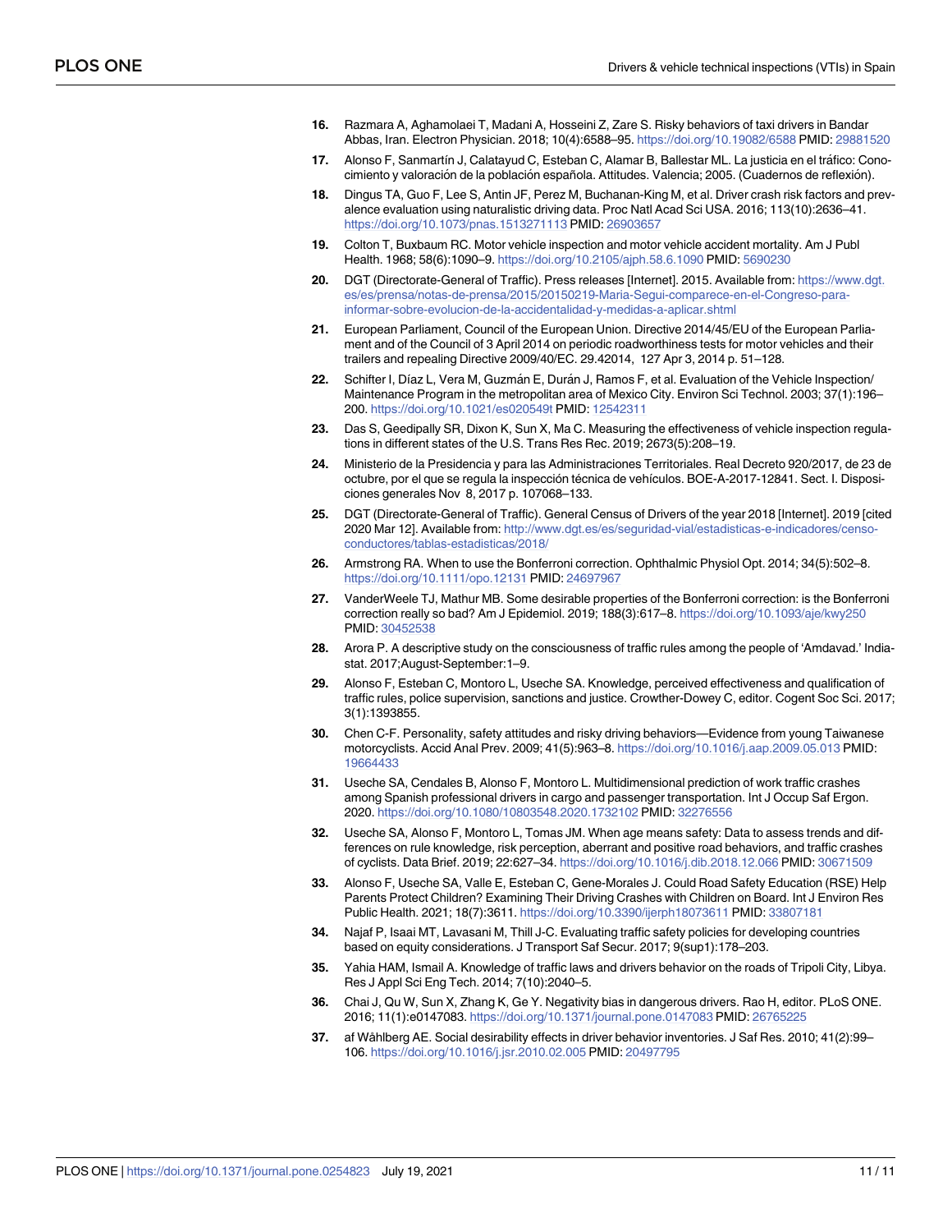16. Razmara A, Aghamolaei T, Madani A, Hosseini Z, Zare S. Risky behaviors of taxi drivers in Bandar Abbas, Iran. Electron Physician. 2018; 10(4):6588–95. https://doi.org/10.19082/6588 PMID: 29881520
17. Alonso F, Sanmartín J, Calatayud C, Esteban C, Alamar B, Ballestar ML. La justicia en el tráfico: Conocimiento y valoración de la población española. Attitudes. Valencia; 2005. (Cuadernos de reflexión).
18. Dingus TA, Guo F, Lee S, Antin JF, Perez M, Buchanan-King M, et al. Driver crash risk factors and prevalence evaluation using naturalistic driving data. Proc Natl Acad Sci USA. 2016; 113(10):2636–41. https://doi.org/10.1073/pnas.1513271113 PMID: 26903657
19. Colton T, Buxbaum RC. Motor vehicle inspection and motor vehicle accident mortality. Am J Publ Health. 1968; 58(6):1090–9. https://doi.org/10.2105/ajph.58.6.1090 PMID: 5690230
20. DGT (Directorate-General of Traffic). Press releases [Internet]. 2015. Available from: https://www.dgt.es/es/prensa/notas-de-prensa/2015/20150219-Maria-Segui-comparece-en-el-Congreso-para-informar-sobre-evolucion-de-la-accidentalidad-y-medidas-a-aplicar.shtml
21. European Parliament, Council of the European Union. Directive 2014/45/EU of the European Parliament and of the Council of 3 April 2014 on periodic roadworthiness tests for motor vehicles and their trailers and repealing Directive 2009/40/EC. 29.42014, 127 Apr 3, 2014 p. 51–128.
22. Schifter I, Díaz L, Vera M, Guzmán E, Durán J, Ramos F, et al. Evaluation of the Vehicle Inspection/Maintenance Program in the metropolitan area of Mexico City. Environ Sci Technol. 2003; 37(1):196–200. https://doi.org/10.1021/es020549t PMID: 12542311
23. Das S, Geedipally SR, Dixon K, Sun X, Ma C. Measuring the effectiveness of vehicle inspection regulations in different states of the U.S. Trans Res Rec. 2019; 2673(5):208–19.
24. Ministerio de la Presidencia y para las Administraciones Territoriales. Real Decreto 920/2017, de 23 de octubre, por el que se regula la inspección técnica de vehículos. BOE-A-2017-12841. Sect. I. Disposiciones generales Nov 8, 2017 p. 107068–133.
25. DGT (Directorate-General of Traffic). General Census of Drivers of the year 2018 [Internet]. 2019 [cited 2020 Mar 12]. Available from: http://www.dgt.es/es/seguridad-vial/estadisticas-e-indicadores/censo-conductores/tablas-estadisticas/2018/
26. Armstrong RA. When to use the Bonferroni correction. Ophthalmic Physiol Opt. 2014; 34(5):502–8. https://doi.org/10.1111/opo.12131 PMID: 24697967
27. VanderWeele TJ, Mathur MB. Some desirable properties of the Bonferroni correction: is the Bonferroni correction really so bad? Am J Epidemiol. 2019; 188(3):617–8. https://doi.org/10.1093/aje/kwy250 PMID: 30452538
28. Arora P. A descriptive study on the consciousness of traffic rules among the people of 'Amdavad.' Indiastat. 2017;August-September:1–9.
29. Alonso F, Esteban C, Montoro L, Useche SA. Knowledge, perceived effectiveness and qualification of traffic rules, police supervision, sanctions and justice. Crowther-Dowey C, editor. Cogent Soc Sci. 2017; 3(1):1393855.
30. Chen C-F. Personality, safety attitudes and risky driving behaviors—Evidence from young Taiwanese motorcyclists. Accid Anal Prev. 2009; 41(5):963–8. https://doi.org/10.1016/j.aap.2009.05.013 PMID: 19664433
31. Useche SA, Cendales B, Alonso F, Montoro L. Multidimensional prediction of work traffic crashes among Spanish professional drivers in cargo and passenger transportation. Int J Occup Saf Ergon. 2020. https://doi.org/10.1080/10803548.2020.1732102 PMID: 32276556
32. Useche SA, Alonso F, Montoro L, Tomas JM. When age means safety: Data to assess trends and differences on rule knowledge, risk perception, aberrant and positive road behaviors, and traffic crashes of cyclists. Data Brief. 2019; 22:627–34. https://doi.org/10.1016/j.dib.2018.12.066 PMID: 30671509
33. Alonso F, Useche SA, Valle E, Esteban C, Gene-Morales J. Could Road Safety Education (RSE) Help Parents Protect Children? Examining Their Driving Crashes with Children on Board. Int J Environ Res Public Health. 2021; 18(7):3611. https://doi.org/10.3390/ijerph18073611 PMID: 33807181
34. Najaf P, Isaai MT, Lavasani M, Thill J-C. Evaluating traffic safety policies for developing countries based on equity considerations. J Transport Saf Secur. 2017; 9(sup1):178–203.
35. Yahia HAM, Ismail A. Knowledge of traffic laws and drivers behavior on the roads of Tripoli City, Libya. Res J Appl Sci Eng Tech. 2014; 7(10):2040–5.
36. Chai J, Qu W, Sun X, Zhang K, Ge Y. Negativity bias in dangerous drivers. Rao H, editor. PLoS ONE. 2016; 11(1):e0147083. https://doi.org/10.1371/journal.pone.0147083 PMID: 26765225
37. af Wåhlberg AE. Social desirability effects in driver behavior inventories. J Saf Res. 2010; 41(2):99–106. https://doi.org/10.1016/j.jsr.2010.02.005 PMID: 20497795